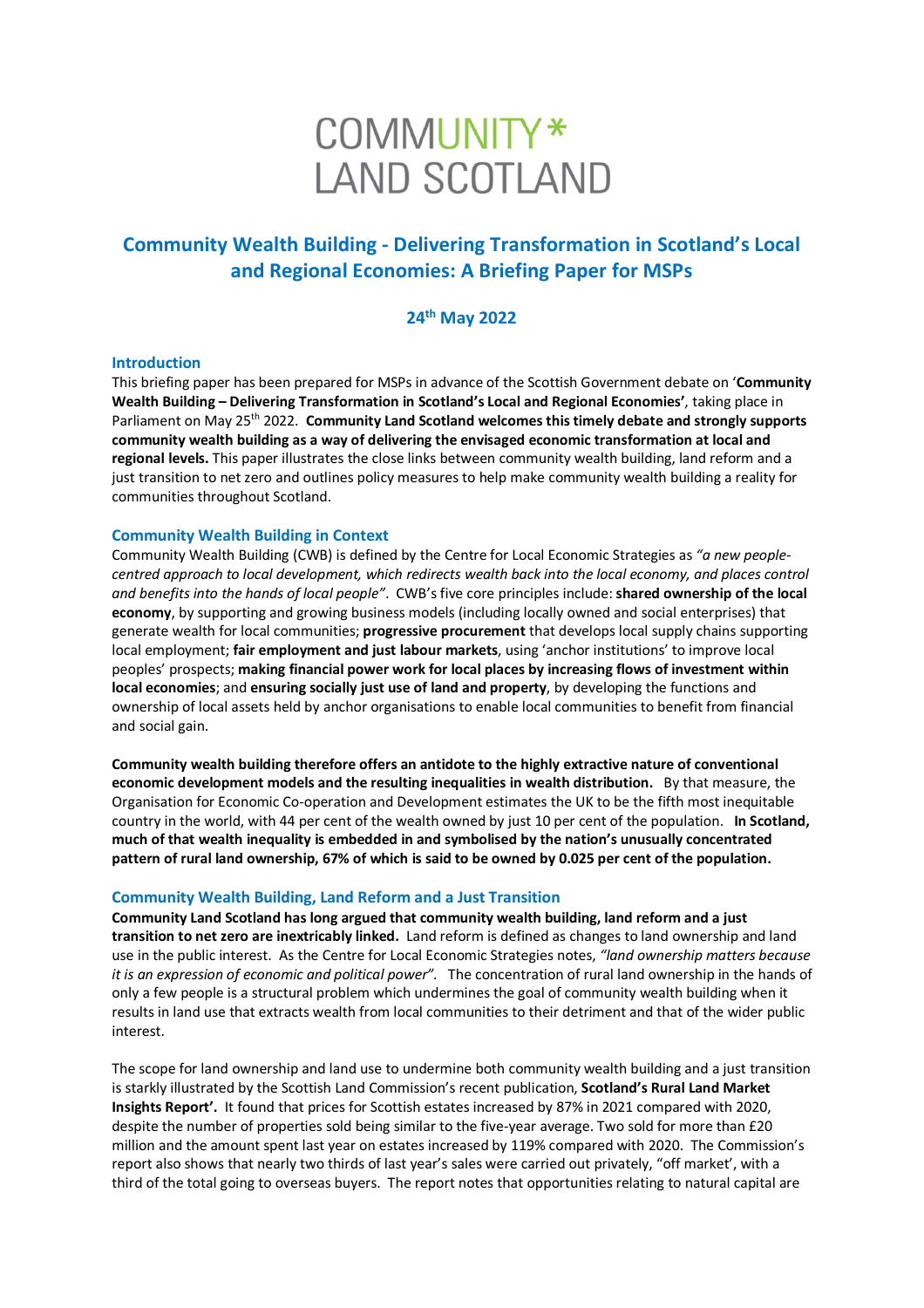# COMMUNITY* LAND SCOTLAND

## Community Wealth Building - Delivering Transformation in Scotland's Local and Regional Economies: A Briefing Paper for MSPs

### 24th May 2022

### Introduction

This briefing paper has been prepared for MSPs in advance of the Scottish Government debate on '**Community Wealth Building – Delivering Transformation in Scotland's Local and Regional Economies'**, taking place in Parliament on May 25th 2022. **Community Land Scotland welcomes this timely debate and strongly supports community wealth building as a way of delivering the envisaged economic transformation at local and regional levels.** This paper illustrates the close links between community wealth building, land reform and a just transition to net zero and outlines policy measures to help make community wealth building a reality for communities throughout Scotland.

### Community Wealth Building in Context

Community Wealth Building (CWB) is defined by the Centre for Local Economic Strategies as *"a new people-centred approach to local development, which redirects wealth back into the local economy, and places control and benefits into the hands of local people"*. CWB's five core principles include: **shared ownership of the local economy**, by supporting and growing business models (including locally owned and social enterprises) that generate wealth for local communities; **progressive procurement** that develops local supply chains supporting local employment; **fair employment and just labour markets**, using 'anchor institutions' to improve local peoples' prospects; **making financial power work for local places by increasing flows of investment within local economies**; and **ensuring socially just use of land and property**, by developing the functions and ownership of local assets held by anchor organisations to enable local communities to benefit from financial and social gain.

**Community wealth building therefore offers an antidote to the highly extractive nature of conventional economic development models and the resulting inequalities in wealth distribution.** By that measure, the Organisation for Economic Co-operation and Development estimates the UK to be the fifth most inequitable country in the world, with 44 per cent of the wealth owned by just 10 per cent of the population. **In Scotland, much of that wealth inequality is embedded in and symbolised by the nation's unusually concentrated pattern of rural land ownership, 67% of which is said to be owned by 0.025 per cent of the population.**

### Community Wealth Building, Land Reform and a Just Transition

**Community Land Scotland has long argued that community wealth building, land reform and a just transition to net zero are inextricably linked.** Land reform is defined as changes to land ownership and land use in the public interest. As the Centre for Local Economic Strategies notes, *"land ownership matters because it is an expression of economic and political power".* The concentration of rural land ownership in the hands of only a few people is a structural problem which undermines the goal of community wealth building when it results in land use that extracts wealth from local communities to their detriment and that of the wider public interest.

The scope for land ownership and land use to undermine both community wealth building and a just transition is starkly illustrated by the Scottish Land Commission's recent publication, **Scotland's Rural Land Market Insights Report'.** It found that prices for Scottish estates increased by 87% in 2021 compared with 2020, despite the number of properties sold being similar to the five-year average. Two sold for more than £20 million and the amount spent last year on estates increased by 119% compared with 2020. The Commission's report also shows that nearly two thirds of last year's sales were carried out privately, "off market', with a third of the total going to overseas buyers. The report notes that opportunities relating to natural capital are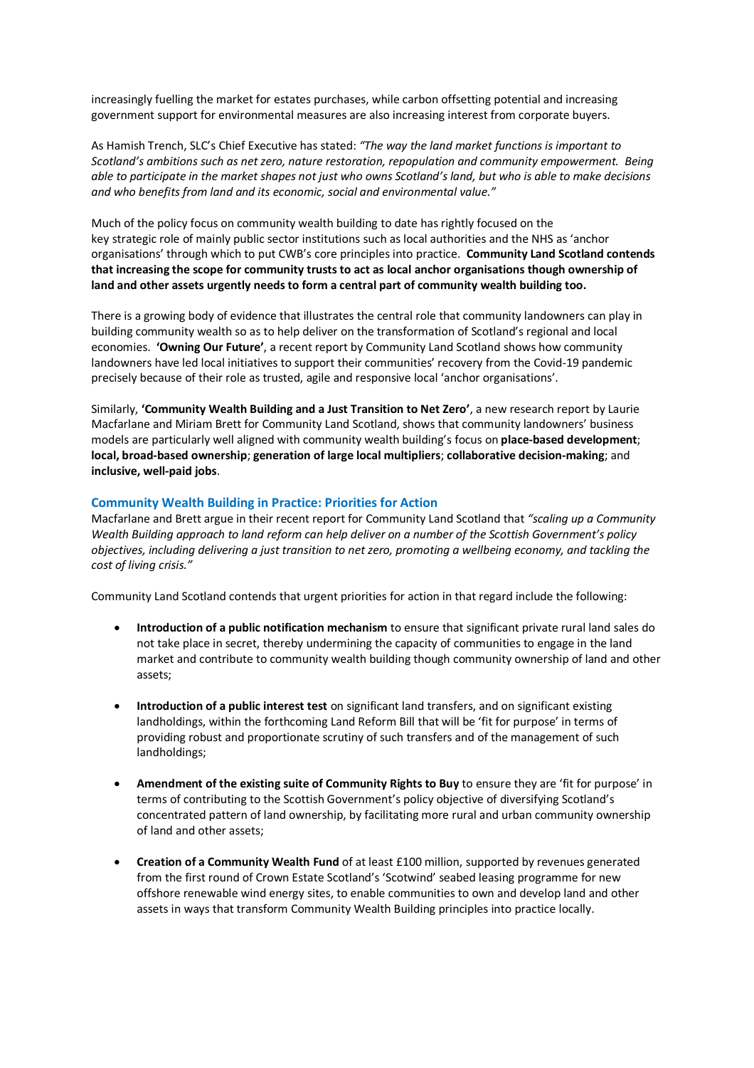increasingly fuelling the market for estates purchases, while carbon offsetting potential and increasing government support for environmental measures are also increasing interest from corporate buyers.

As Hamish Trench, SLC's Chief Executive has stated: *"The way the land market functions is important to Scotland's ambitions such as net zero, nature restoration, repopulation and community empowerment. Being able to participate in the market shapes not just who owns Scotland's land, but who is able to make decisions and who benefits from land and its economic, social and environmental value."*

Much of the policy focus on community wealth building to date has rightly focused on the key strategic role of mainly public sector institutions such as local authorities and the NHS as 'anchor organisations' through which to put CWB's core principles into practice. **Community Land Scotland contends that increasing the scope for community trusts to act as local anchor organisations though ownership of land and other assets urgently needs to form a central part of community wealth building too.**

There is a growing body of evidence that illustrates the central role that community landowners can play in building community wealth so as to help deliver on the transformation of Scotland's regional and local economies. **'Owning Our Future'**, a recent report by Community Land Scotland shows how community landowners have led local initiatives to support their communities' recovery from the Covid-19 pandemic precisely because of their role as trusted, agile and responsive local 'anchor organisations'.

Similarly, **'Community Wealth Building and a Just Transition to Net Zero'**, a new research report by Laurie Macfarlane and Miriam Brett for Community Land Scotland, shows that community landowners' business models are particularly well aligned with community wealth building's focus on **place-based development**; **local, broad-based ownership**; **generation of large local multipliers**; **collaborative decision-making**; and **inclusive, well-paid jobs**.

## Community Wealth Building in Practice: Priorities for Action

Macfarlane and Brett argue in their recent report for Community Land Scotland that *"scaling up a Community Wealth Building approach to land reform can help deliver on a number of the Scottish Government's policy objectives, including delivering a just transition to net zero, promoting a wellbeing economy, and tackling the cost of living crisis."*

Community Land Scotland contends that urgent priorities for action in that regard include the following:

- **Introduction of a public notification mechanism** to ensure that significant private rural land sales do not take place in secret, thereby undermining the capacity of communities to engage in the land market and contribute to community wealth building though community ownership of land and other assets;

- **Introduction of a public interest test** on significant land transfers, and on significant existing landholdings, within the forthcoming Land Reform Bill that will be 'fit for purpose' in terms of providing robust and proportionate scrutiny of such transfers and of the management of such landholdings;

- **Amendment of the existing suite of Community Rights to Buy** to ensure they are 'fit for purpose' in terms of contributing to the Scottish Government's policy objective of diversifying Scotland's concentrated pattern of land ownership, by facilitating more rural and urban community ownership of land and other assets;

- **Creation of a Community Wealth Fund** of at least £100 million, supported by revenues generated from the first round of Crown Estate Scotland's 'Scotwind' seabed leasing programme for new offshore renewable wind energy sites, to enable communities to own and develop land and other assets in ways that transform Community Wealth Building principles into practice locally.